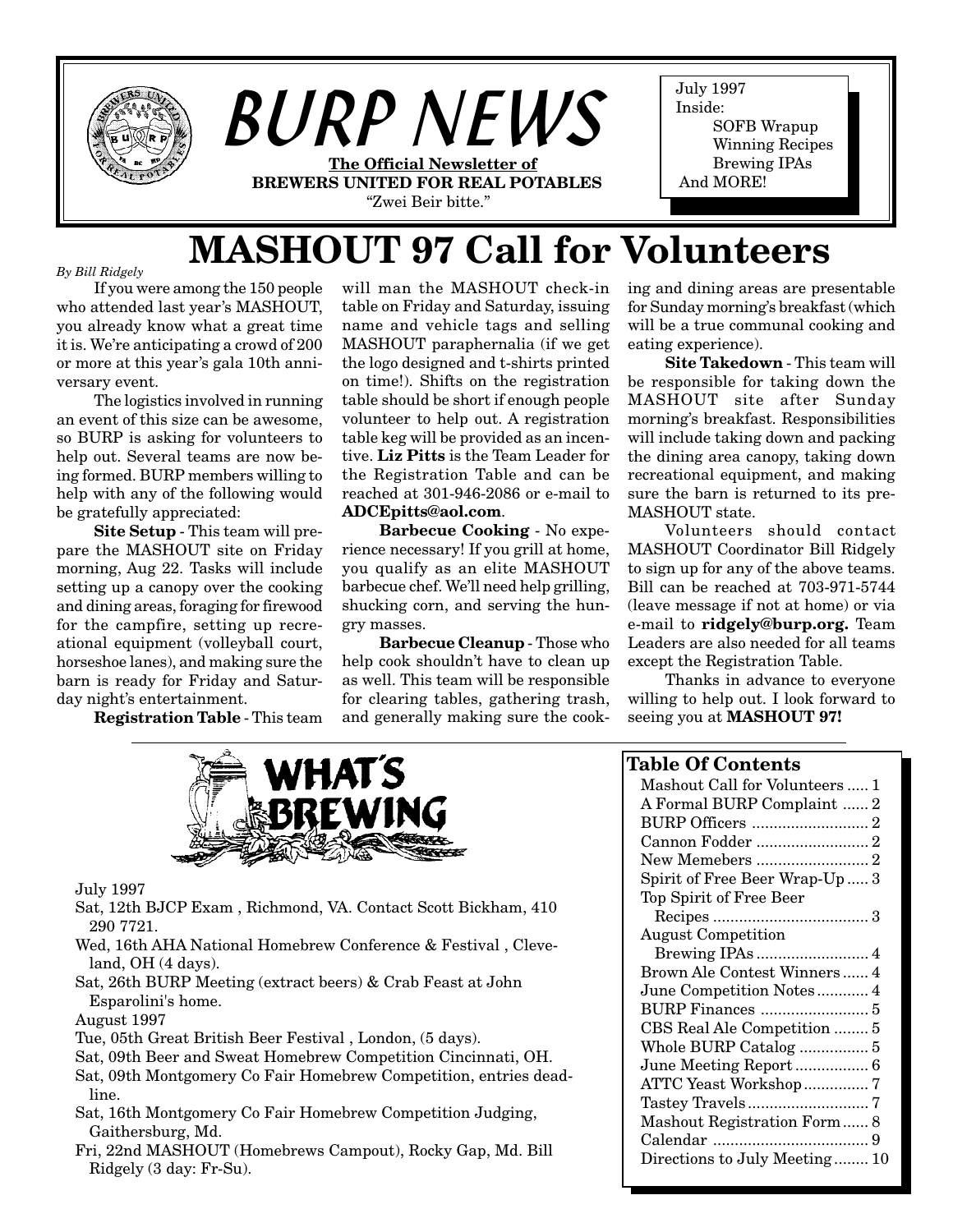# BURP NEWS

**The Official Newsletter of**
**BREWERS UNITED FOR REAL POTABLES**
"Zwei Beir bitte."

July 1997
Inside:
SOFB Wrapup
Winning Recipes
Brewing IPAs
And MORE!

# MASHOUT 97 Call for Volunteers

*By Bill Ridgely*

If you were among the 150 people who attended last year's MASHOUT, you already know what a great time it is. We're anticipating a crowd of 200 or more at this year's gala 10th anniversary event.

The logistics involved in running an event of this size can be awesome, so BURP is asking for volunteers to help out. Several teams are now being formed. BURP members willing to help with any of the following would be gratefully appreciated:

**Site Setup** - This team will prepare the MASHOUT site on Friday morning, Aug 22. Tasks will include setting up a canopy over the cooking and dining areas, foraging for firewood for the campfire, setting up recreational equipment (volleyball court, horseshoe lanes), and making sure the barn is ready for Friday and Saturday night's entertainment.

**Registration Table** - This team will man the MASHOUT check-in table on Friday and Saturday, issuing name and vehicle tags and selling MASHOUT paraphernalia (if we get the logo designed and t-shirts printed on time!). Shifts on the registration table should be short if enough people volunteer to help out. A registration table keg will be provided as an incentive. **Liz Pitts** is the Team Leader for the Registration Table and can be reached at 301-946-2086 or e-mail to **ADCEpitts@aol.com**.

**Barbecue Cooking** - No experience necessary! If you grill at home, you qualify as an elite MASHOUT barbecue chef. We'll need help grilling, shucking corn, and serving the hungry masses.

**Barbecue Cleanup** - Those who help cook shouldn't have to clean up as well. This team will be responsible for clearing tables, gathering trash, and generally making sure the cooking and dining areas are presentable for Sunday morning's breakfast (which will be a true communal cooking and eating experience).

**Site Takedown** - This team will be responsible for taking down the MASHOUT site after Sunday morning's breakfast. Responsibilities will include taking down and packing the dining area canopy, taking down recreational equipment, and making sure the barn is returned to its pre-MASHOUT state.

Volunteers should contact MASHOUT Coordinator Bill Ridgely to sign up for any of the above teams. Bill can be reached at 703-971-5744 (leave message if not at home) or via e-mail to **ridgely@burp.org.** Team Leaders are also needed for all teams except the Registration Table.

Thanks in advance to everyone willing to help out. I look forward to seeing you at **MASHOUT 97!**

## WHAT'S BREWING

July 1997

- Sat, 12th BJCP Exam , Richmond, VA. Contact Scott Bickham, 410 290 7721.
- Wed, 16th AHA National Homebrew Conference & Festival , Cleveland, OH (4 days).
- Sat, 26th BURP Meeting (extract beers) & Crab Feast at John Esparolini's home.

August 1997

- Tue, 05th Great British Beer Festival , London, (5 days).
- Sat, 09th Beer and Sweat Homebrew Competition Cincinnati, OH.
- Sat, 09th Montgomery Co Fair Homebrew Competition, entries deadline.
- Sat, 16th Montgomery Co Fair Homebrew Competition Judging, Gaithersburg, Md.
- Fri, 22nd MASHOUT (Homebrews Campout), Rocky Gap, Md. Bill Ridgely (3 day: Fr-Su).

## Table Of Contents

| | |
|---|---|
| Mashout Call for Volunteers | 1 |
| A Formal BURP Complaint | 2 |
| BURP Officers | 2 |
| Cannon Fodder | 2 |
| New Memebers | 2 |
| Spirit of Free Beer Wrap-Up | 3 |
| Top Spirit of Free Beer Recipes | 3 |
| August Competition Brewing IPAs | 4 |
| Brown Ale Contest Winners | 4 |
| June Competition Notes | 4 |
| BURP Finances | 5 |
| CBS Real Ale Competition | 5 |
| Whole BURP Catalog | 5 |
| June Meeting Report | 6 |
| ATTC Yeast Workshop | 7 |
| Tastey Travels | 7 |
| Mashout Registration Form | 8 |
| Calendar | 9 |
| Directions to July Meeting | 10 |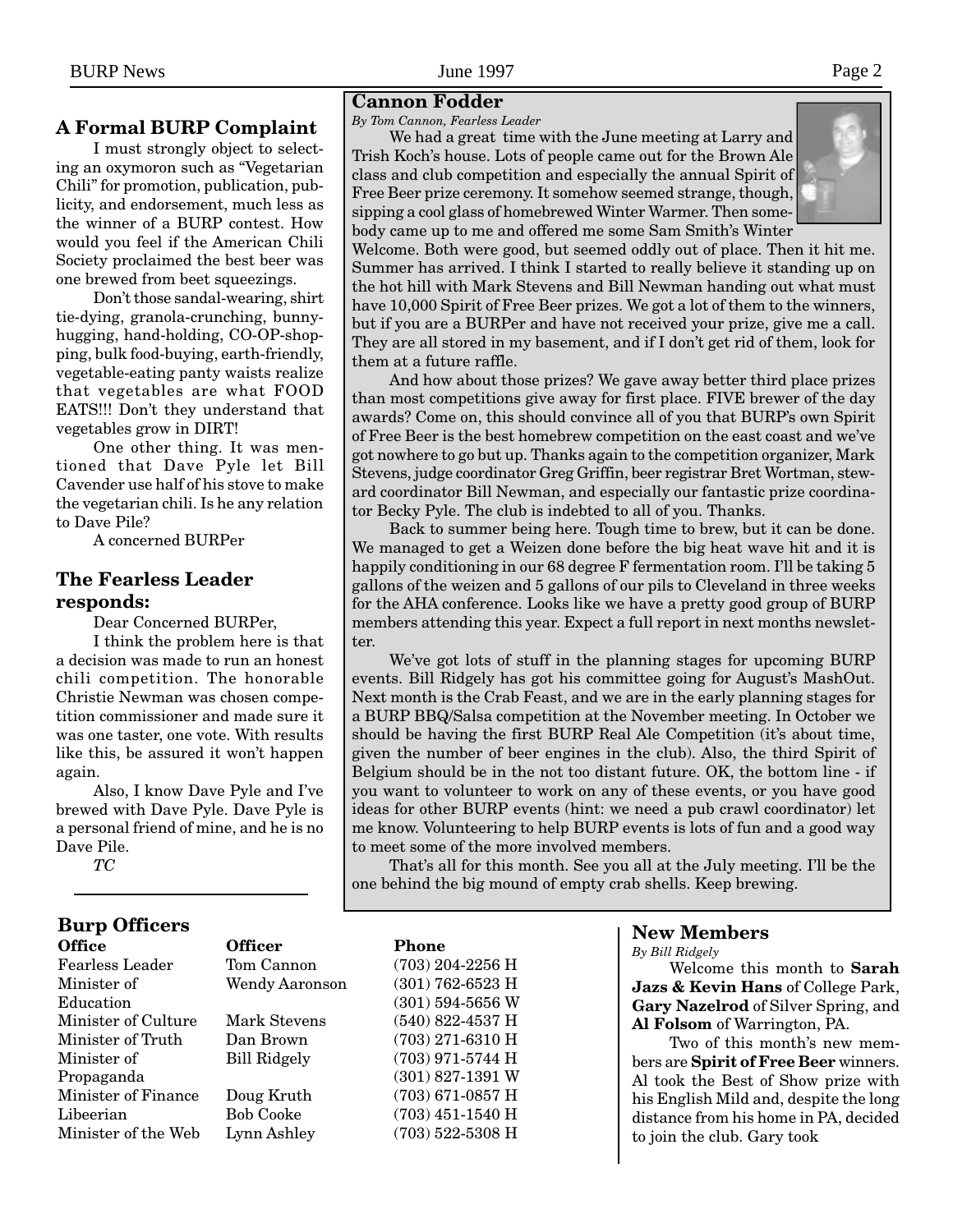## A Formal BURP Complaint

I must strongly object to selecting an oxymoron such as "Vegetarian Chili" for promotion, publication, publicity, and endorsement, much less as the winner of a BURP contest. How would you feel if the American Chili Society proclaimed the best beer was one brewed from beet squeezings.

Don't those sandal-wearing, shirt tie-dying, granola-crunching, bunny-hugging, hand-holding, CO-OP-shopping, bulk food-buying, earth-friendly, vegetable-eating panty waists realize that vegetables are what FOOD EATS!!! Don't they understand that vegetables grow in DIRT!

One other thing. It was mentioned that Dave Pyle let Bill Cavender use half of his stove to make the vegetarian chili. Is he any relation to Dave Pile?

A concerned BURPer

## The Fearless Leader responds:

Dear Concerned BURPer,

I think the problem here is that a decision was made to run an honest chili competition. The honorable Christie Newman was chosen competition commissioner and made sure it was one taster, one vote. With results like this, be assured it won't happen again.

Also, I know Dave Pyle and I've brewed with Dave Pyle. Dave Pyle is a personal friend of mine, and he is no Dave Pile.

*TC*

## Cannon Fodder

*By Tom Cannon, Fearless Leader*

We had a great time with the June meeting at Larry and Trish Koch's house. Lots of people came out for the Brown Ale class and club competition and especially the annual Spirit of Free Beer prize ceremony. It somehow seemed strange, though, sipping a cool glass of homebrewed Winter Warmer. Then somebody came up to me and offered me some Sam Smith's Winter Welcome. Both were good, but seemed oddly out of place. Then it hit me. Summer has arrived. I think I started to really believe it standing up on the hot hill with Mark Stevens and Bill Newman handing out what must have 10,000 Spirit of Free Beer prizes. We got a lot of them to the winners, but if you are a BURPer and have not received your prize, give me a call. They are all stored in my basement, and if I don't get rid of them, look for them at a future raffle.

And how about those prizes? We gave away better third place prizes than most competitions give away for first place. FIVE brewer of the day awards? Come on, this should convince all of you that BURP's own Spirit of Free Beer is the best homebrew competition on the east coast and we've got nowhere to go but up. Thanks again to the competition organizer, Mark Stevens, judge coordinator Greg Griffin, beer registrar Bret Wortman, steward coordinator Bill Newman, and especially our fantastic prize coordinator Becky Pyle. The club is indebted to all of you. Thanks.

Back to summer being here. Tough time to brew, but it can be done. We managed to get a Weizen done before the big heat wave hit and it is happily conditioning in our 68 degree F fermentation room. I'll be taking 5 gallons of the weizen and 5 gallons of our pils to Cleveland in three weeks for the AHA conference. Looks like we have a pretty good group of BURP members attending this year. Expect a full report in next months newsletter.

We've got lots of stuff in the planning stages for upcoming BURP events. Bill Ridgely has got his committee going for August's MashOut. Next month is the Crab Feast, and we are in the early planning stages for a BURP BBQ/Salsa competition at the November meeting. In October we should be having the first BURP Real Ale Competition (it's about time, given the number of beer engines in the club). Also, the third Spirit of Belgium should be in the not too distant future. OK, the bottom line - if you want to volunteer to work on any of these events, or you have good ideas for other BURP events (hint: we need a pub crawl coordinator) let me know. Volunteering to help BURP events is lots of fun and a good way to meet some of the more involved members.

That's all for this month. See you all at the July meeting. I'll be the one behind the big mound of empty crab shells. Keep brewing.

## Burp Officers

| Office | Officer | Phone |
|---|---|---|
| Fearless Leader | Tom Cannon | (703) 204-2256 H |
| Minister of Education | Wendy Aaronson | (301) 762-6523 H<br>(301) 594-5656 W |
| Minister of Culture | Mark Stevens | (540) 822-4537 H |
| Minister of Truth | Dan Brown | (703) 271-6310 H |
| Minister of Propaganda | Bill Ridgely | (703) 971-5744 H<br>(301) 827-1391 W |
| Minister of Finance | Doug Kruth | (703) 671-0857 H |
| Libeerian | Bob Cooke | (703) 451-1540 H |
| Minister of the Web | Lynn Ashley | (703) 522-5308 H |

## New Members

*By Bill Ridgely*

Welcome this month to **Sarah Jazs & Kevin Hans** of College Park, **Gary Nazelrod** of Silver Spring, and **Al Folsom** of Warrington, PA.

Two of this month's new members are **Spirit of Free Beer** winners. Al took the Best of Show prize with his English Mild and, despite the long distance from his home in PA, decided to join the club. Gary took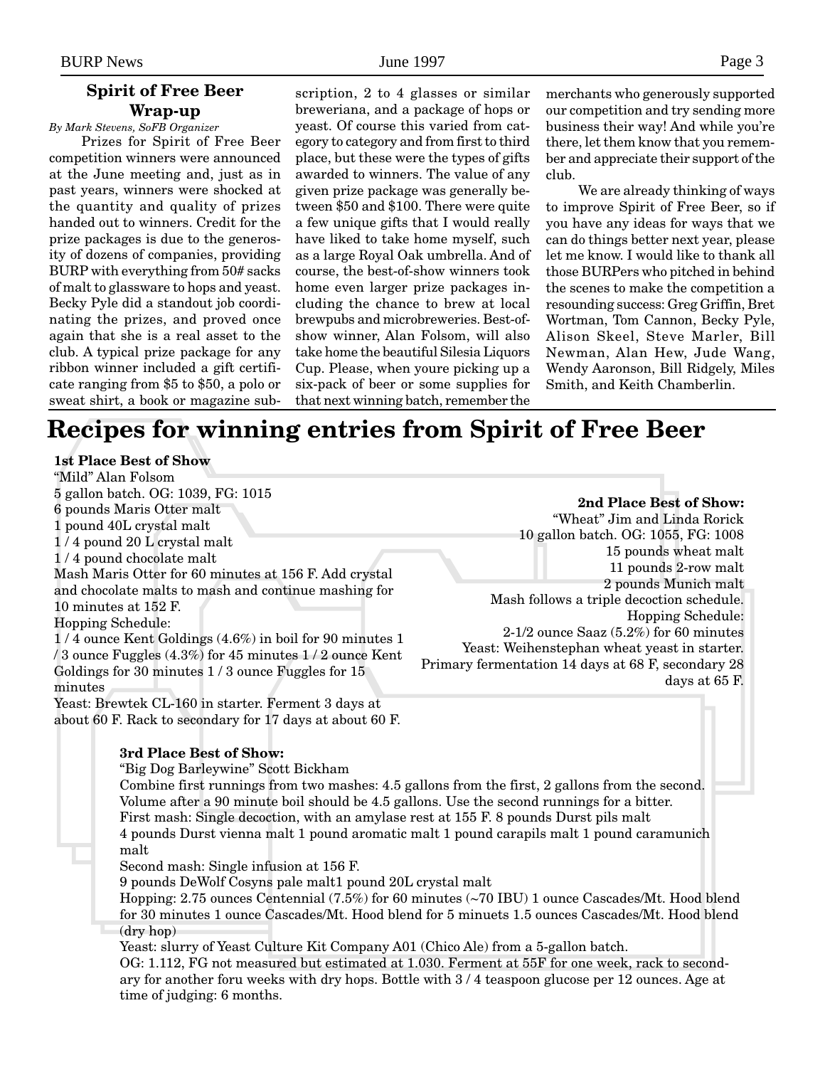## Spirit of Free Beer Wrap-up

*By Mark Stevens, SoFB Organizer*

Prizes for Spirit of Free Beer competition winners were announced at the June meeting and, just as in past years, winners were shocked at the quantity and quality of prizes handed out to winners. Credit for the prize packages is due to the generosity of dozens of companies, providing BURP with everything from 50# sacks of malt to glassware to hops and yeast. Becky Pyle did a standout job coordinating the prizes, and proved once again that she is a real asset to the club. A typical prize package for any ribbon winner included a gift certificate ranging from $5 to $50, a polo or sweat shirt, a book or magazine subscription, 2 to 4 glasses or similar breweriana, and a package of hops or yeast. Of course this varied from category to category and from first to third place, but these were the types of gifts awarded to winners. The value of any given prize package was generally between $50 and $100. There were quite a few unique gifts that I would really have liked to take home myself, such as a large Royal Oak umbrella. And of course, the best-of-show winners took home even larger prize packages including the chance to brew at local brewpubs and microbreweries. Best-of-show winner, Alan Folsom, will also take home the beautiful Silesia Liquors Cup. Please, when youre picking up a six-pack of beer or some supplies for that next winning batch, remember the merchants who generously supported our competition and try sending more business their way! And while you're there, let them know that you remember and appreciate their support of the club.

We are already thinking of ways to improve Spirit of Free Beer, so if you have any ideas for ways that we can do things better next year, please let me know. I would like to thank all those BURPers who pitched in behind the scenes to make the competition a resounding success: Greg Griffin, Bret Wortman, Tom Cannon, Becky Pyle, Alison Skeel, Steve Marler, Bill Newman, Alan Hew, Jude Wang, Wendy Aaronson, Bill Ridgely, Miles Smith, and Keith Chamberlin.

# Recipes for winning entries from Spirit of Free Beer

**1st Place Best of Show**

"Mild" Alan Folsom
5 gallon batch. OG: 1039, FG: 1015
6 pounds Maris Otter malt
1 pound 40L crystal malt
1 / 4 pound 20 L crystal malt
1 / 4 pound chocolate malt
Mash Maris Otter for 60 minutes at 156 F. Add crystal and chocolate malts to mash and continue mashing for 10 minutes at 152 F.
Hopping Schedule:
1 / 4 ounce Kent Goldings (4.6%) in boil for 90 minutes 1 / 3 ounce Fuggles (4.3%) for 45 minutes 1 / 2 ounce Kent Goldings for 30 minutes 1 / 3 ounce Fuggles for 15 minutes
Yeast: Brewtek CL-160 in starter. Ferment 3 days at about 60 F. Rack to secondary for 17 days at about 60 F.

**2nd Place Best of Show:**

"Wheat" Jim and Linda Rorick
10 gallon batch. OG: 1055, FG: 1008
15 pounds wheat malt
11 pounds 2-row malt
2 pounds Munich malt
Mash follows a triple decoction schedule.
Hopping Schedule:
2-1/2 ounce Saaz (5.2%) for 60 minutes
Yeast: Weihenstephan wheat yeast in starter.
Primary fermentation 14 days at 68 F, secondary 28 days at 65 F.

**3rd Place Best of Show:**

"Big Dog Barleywine" Scott Bickham
Combine first runnings from two mashes: 4.5 gallons from the first, 2 gallons from the second. Volume after a 90 minute boil should be 4.5 gallons. Use the second runnings for a bitter.
First mash: Single decoction, with an amylase rest at 155 F. 8 pounds Durst pils malt
4 pounds Durst vienna malt 1 pound aromatic malt 1 pound carapils malt 1 pound caramunich malt
Second mash: Single infusion at 156 F.
9 pounds DeWolf Cosyns pale malt1 pound 20L crystal malt
Hopping: 2.75 ounces Centennial (7.5%) for 60 minutes (~70 IBU) 1 ounce Cascades/Mt. Hood blend for 30 minutes 1 ounce Cascades/Mt. Hood blend for 5 minuets 1.5 ounces Cascades/Mt. Hood blend (dry hop)
Yeast: slurry of Yeast Culture Kit Company A01 (Chico Ale) from a 5-gallon batch.
OG: 1.112, FG not measured but estimated at 1.030. Ferment at 55F for one week, rack to secondary for another foru weeks with dry hops. Bottle with 3 / 4 teaspoon glucose per 12 ounces. Age at time of judging: 6 months.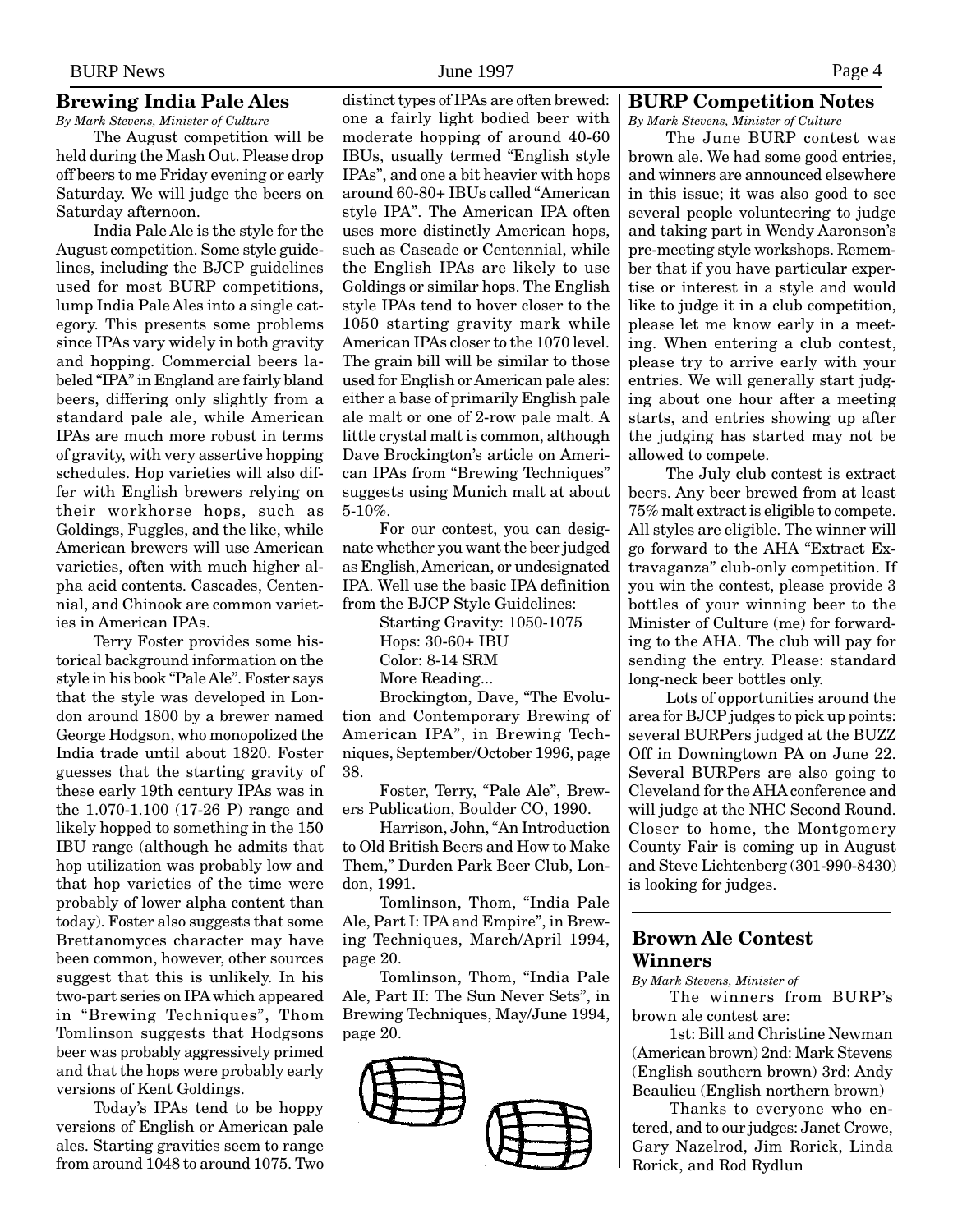## Brewing India Pale Ales

*By Mark Stevens, Minister of Culture*

The August competition will be held during the Mash Out. Please drop off beers to me Friday evening or early Saturday. We will judge the beers on Saturday afternoon.

India Pale Ale is the style for the August competition. Some style guidelines, including the BJCP guidelines used for most BURP competitions, lump India Pale Ales into a single category. This presents some problems since IPAs vary widely in both gravity and hopping. Commercial beers labeled "IPA" in England are fairly bland beers, differing only slightly from a standard pale ale, while American IPAs are much more robust in terms of gravity, with very assertive hopping schedules. Hop varieties will also differ with English brewers relying on their workhorse hops, such as Goldings, Fuggles, and the like, while American brewers will use American varieties, often with much higher alpha acid contents. Cascades, Centennial, and Chinook are common varieties in American IPAs.

Terry Foster provides some historical background information on the style in his book "Pale Ale". Foster says that the style was developed in London around 1800 by a brewer named George Hodgson, who monopolized the India trade until about 1820. Foster guesses that the starting gravity of these early 19th century IPAs was in the 1.070-1.100 (17-26 P) range and likely hopped to something in the 150 IBU range (although he admits that hop utilization was probably low and that hop varieties of the time were probably of lower alpha content than today). Foster also suggests that some Brettanomyces character may have been common, however, other sources suggest that this is unlikely. In his two-part series on IPA which appeared in "Brewing Techniques", Thom Tomlinson suggests that Hodgsons beer was probably aggressively primed and that the hops were probably early versions of Kent Goldings.

Today's IPAs tend to be hoppy versions of English or American pale ales. Starting gravities seem to range from around 1048 to around 1075. Two distinct types of IPAs are often brewed: one a fairly light bodied beer with moderate hopping of around 40-60 IBUs, usually termed "English style IPAs", and one a bit heavier with hops around 60-80+ IBUs called "American style IPA". The American IPA often uses more distinctly American hops, such as Cascade or Centennial, while the English IPAs are likely to use Goldings or similar hops. The English style IPAs tend to hover closer to the 1050 starting gravity mark while American IPAs closer to the 1070 level. The grain bill will be similar to those used for English or American pale ales: either a base of primarily English pale ale malt or one of 2-row pale malt. A little crystal malt is common, although Dave Brockington's article on American IPAs from "Brewing Techniques" suggests using Munich malt at about 5-10%.

For our contest, you can designate whether you want the beer judged as English, American, or undesignated IPA. Well use the basic IPA definition from the BJCP Style Guidelines:

Starting Gravity: 1050-1075
Hops: 30-60+ IBU
Color: 8-14 SRM

More Reading...

Brockington, Dave, "The Evolution and Contemporary Brewing of American IPA", in Brewing Techniques, September/October 1996, page 38.

Foster, Terry, "Pale Ale", Brewers Publication, Boulder CO, 1990.

Harrison, John, "An Introduction to Old British Beers and How to Make Them," Durden Park Beer Club, London, 1991.

Tomlinson, Thom, "India Pale Ale, Part I: IPA and Empire", in Brewing Techniques, March/April 1994, page 20.

Tomlinson, Thom, "India Pale Ale, Part II: The Sun Never Sets", in Brewing Techniques, May/June 1994, page 20.

## BURP Competition Notes

*By Mark Stevens, Minister of Culture*

The June BURP contest was brown ale. We had some good entries, and winners are announced elsewhere in this issue; it was also good to see several people volunteering to judge and taking part in Wendy Aaronson's pre-meeting style workshops. Remember that if you have particular expertise or interest in a style and would like to judge it in a club competition, please let me know early in a meeting. When entering a club contest, please try to arrive early with your entries. We will generally start judging about one hour after a meeting starts, and entries showing up after the judging has started may not be allowed to compete.

The July club contest is extract beers. Any beer brewed from at least 75% malt extract is eligible to compete. All styles are eligible. The winner will go forward to the AHA "Extract Extravaganza" club-only competition. If you win the contest, please provide 3 bottles of your winning beer to the Minister of Culture (me) for forwarding to the AHA. The club will pay for sending the entry. Please: standard long-neck beer bottles only.

Lots of opportunities around the area for BJCP judges to pick up points: several BURPers judged at the BUZZ Off in Downingtown PA on June 22. Several BURPers are also going to Cleveland for the AHA conference and will judge at the NHC Second Round. Closer to home, the Montgomery County Fair is coming up in August and Steve Lichtenberg (301-990-8430) is looking for judges.

## Brown Ale Contest Winners

*By Mark Stevens, Minister of*

The winners from BURP's brown ale contest are:

1st: Bill and Christine Newman (American brown) 2nd: Mark Stevens (English southern brown) 3rd: Andy Beaulieu (English northern brown)

Thanks to everyone who entered, and to our judges: Janet Crowe, Gary Nazelrod, Jim Rorick, Linda Rorick, and Rod Rydlun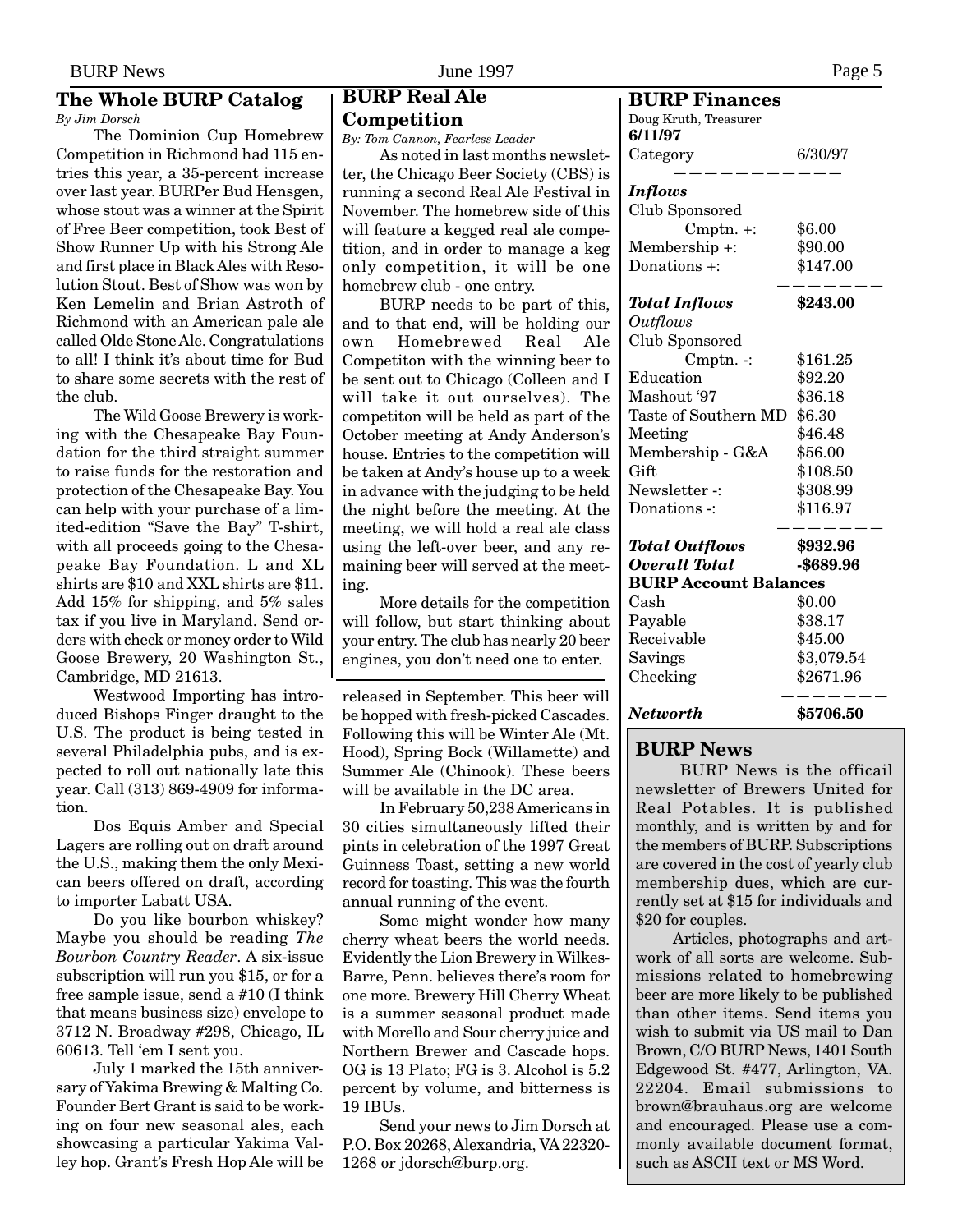## The Whole BURP Catalog

*By Jim Dorsch*

The Dominion Cup Homebrew Competition in Richmond had 115 entries this year, a 35-percent increase over last year. BURPer Bud Hensgen, whose stout was a winner at the Spirit of Free Beer competition, took Best of Show Runner Up with his Strong Ale and first place in Black Ales with Resolution Stout. Best of Show was won by Ken Lemelin and Brian Astroth of Richmond with an American pale ale called Olde Stone Ale. Congratulations to all! I think it's about time for Bud to share some secrets with the rest of the club.

The Wild Goose Brewery is working with the Chesapeake Bay Foundation for the third straight summer to raise funds for the restoration and protection of the Chesapeake Bay. You can help with your purchase of a limited-edition "Save the Bay" T-shirt, with all proceeds going to the Chesapeake Bay Foundation. L and XL shirts are $10 and XXL shirts are $11. Add 15% for shipping, and 5% sales tax if you live in Maryland. Send orders with check or money order to Wild Goose Brewery, 20 Washington St., Cambridge, MD 21613.

Westwood Importing has introduced Bishops Finger draught to the U.S. The product is being tested in several Philadelphia pubs, and is expected to roll out nationally late this year. Call (313) 869-4909 for information.

Dos Equis Amber and Special Lagers are rolling out on draft around the U.S., making them the only Mexican beers offered on draft, according to importer Labatt USA.

Do you like bourbon whiskey? Maybe you should be reading *The Bourbon Country Reader*. A six-issue subscription will run you $15, or for a free sample issue, send a #10 (I think that means business size) envelope to 3712 N. Broadway #298, Chicago, IL 60613. Tell 'em I sent you.

July 1 marked the 15th anniversary of Yakima Brewing & Malting Co. Founder Bert Grant is said to be working on four new seasonal ales, each showcasing a particular Yakima Valley hop. Grant's Fresh Hop Ale will be released in September. This beer will be hopped with fresh-picked Cascades. Following this will be Winter Ale (Mt. Hood), Spring Bock (Willamette) and Summer Ale (Chinook). These beers will be available in the DC area.

In February 50,238 Americans in 30 cities simultaneously lifted their pints in celebration of the 1997 Great Guinness Toast, setting a new world record for toasting. This was the fourth annual running of the event.

Some might wonder how many cherry wheat beers the world needs. Evidently the Lion Brewery in Wilkes-Barre, Penn. believes there's room for one more. Brewery Hill Cherry Wheat is a summer seasonal product made with Morello and Sour cherry juice and Northern Brewer and Cascade hops. OG is 13 Plato; FG is 3. Alcohol is 5.2 percent by volume, and bitterness is 19 IBUs.

Send your news to Jim Dorsch at P.O. Box 20268, Alexandria, VA 22320-1268 or jdorsch@burp.org.

## BURP Real Ale Competition

*By: Tom Cannon, Fearless Leader*

As noted in last months newsletter, the Chicago Beer Society (CBS) is running a second Real Ale Festival in November. The homebrew side of this will feature a kegged real ale competition, and in order to manage a keg only competition, it will be one homebrew club - one entry.

BURP needs to be part of this, and to that end, will be holding our own Homebrewed Real Ale Competiton with the winning beer to be sent out to Chicago (Colleen and I will take it out ourselves). The competiton will be held as part of the October meeting at Andy Anderson's house. Entries to the competition will be taken at Andy's house up to a week in advance with the judging to be held the night before the meeting. At the meeting, we will hold a real ale class using the left-over beer, and any remaining beer will served at the meeting.

More details for the competition will follow, but start thinking about your entry. The club has nearly 20 beer engines, you don't need one to enter.

## BURP Finances

Doug Kruth, Treasurer

**6/11/97**

| Category | 6/30/97 |
|---|---|
| ***Inflows*** | |
| Club Sponsored Cmptn. +: | $6.00 |
| Membership +: | $90.00 |
| Donations +: | $147.00 |
| ***Total Inflows*** | **$243.00** |
| *Outflows* | |
| Club Sponsored Cmptn. -: | $161.25 |
| Education | $92.20 |
| Mashout '97 | $36.18 |
| Taste of Southern MD | $6.30 |
| Meeting | $46.48 |
| Membership - G&A | $56.00 |
| Gift | $108.50 |
| Newsletter -: | $308.99 |
| Donations -: | $116.97 |
| ***Total Outflows*** | **$932.96** |
| ***Overall Total*** | **-$689.96** |
| **BURP Account Balances** | |
| Cash | $0.00 |
| Payable | $38.17 |
| Receivable | $45.00 |
| Savings | $3,079.54 |
| Checking | $2671.96 |
| ***Networth*** | **$5706.50** |

## BURP News

BURP News is the officail newsletter of Brewers United for Real Potables. It is published monthly, and is written by and for the members of BURP. Subscriptions are covered in the cost of yearly club membership dues, which are currently set at $15 for individuals and $20 for couples.

Articles, photographs and artwork of all sorts are welcome. Submissions related to homebrewing beer are more likely to be published than other items. Send items you wish to submit via US mail to Dan Brown, C/O BURP News, 1401 South Edgewood St. #477, Arlington, VA. 22204. Email submissions to brown@brauhaus.org are welcome and encouraged. Please use a commonly available document format, such as ASCII text or MS Word.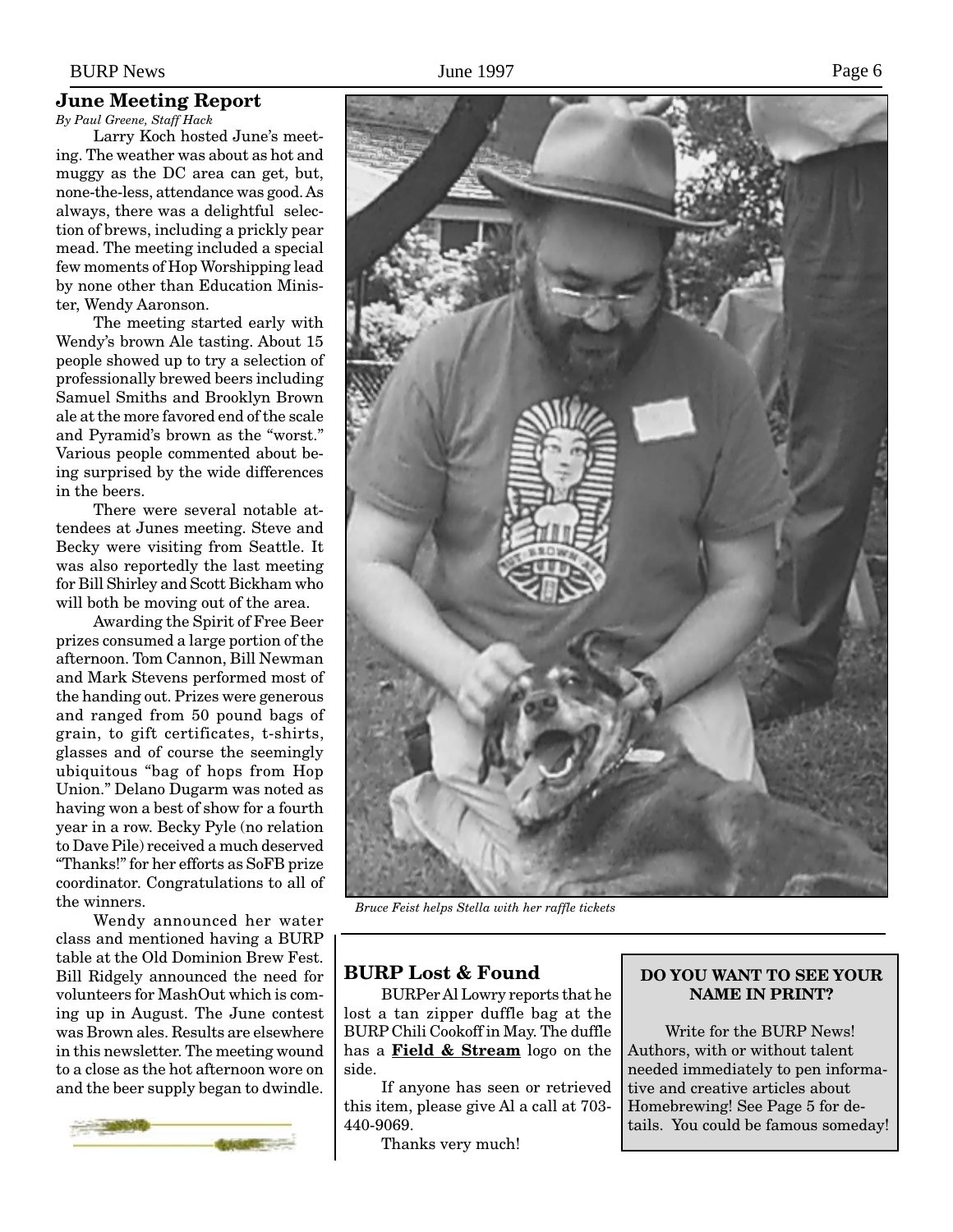## June Meeting Report

*By Paul Greene, Staff Hack*

Larry Koch hosted June's meeting. The weather was about as hot and muggy as the DC area can get, but, none-the-less, attendance was good. As always, there was a delightful selection of brews, including a prickly pear mead. The meeting included a special few moments of Hop Worshipping lead by none other than Education Minister, Wendy Aaronson.

The meeting started early with Wendy's brown Ale tasting. About 15 people showed up to try a selection of professionally brewed beers including Samuel Smiths and Brooklyn Brown ale at the more favored end of the scale and Pyramid's brown as the "worst." Various people commented about being surprised by the wide differences in the beers.

There were several notable attendees at Junes meeting. Steve and Becky were visiting from Seattle. It was also reportedly the last meeting for Bill Shirley and Scott Bickham who will both be moving out of the area.

Awarding the Spirit of Free Beer prizes consumed a large portion of the afternoon. Tom Cannon, Bill Newman and Mark Stevens performed most of the handing out. Prizes were generous and ranged from 50 pound bags of grain, to gift certificates, t-shirts, glasses and of course the seemingly ubiquitous "bag of hops from Hop Union." Delano Dugarm was noted as having won a best of show for a fourth year in a row. Becky Pyle (no relation to Dave Pile) received a much deserved "Thanks!" for her efforts as SoFB prize coordinator. Congratulations to all of the winners.

Wendy announced her water class and mentioned having a BURP table at the Old Dominion Brew Fest. Bill Ridgely announced the need for volunteers for MashOut which is coming up in August. The June contest was Brown ales. Results are elsewhere in this newsletter. The meeting wound to a close as the hot afternoon wore on and the beer supply began to dwindle.

*Bruce Feist helps Stella with her raffle tickets*

## BURP Lost & Found

BURPer Al Lowry reports that he lost a tan zipper duffle bag at the BURP Chili Cookoff in May. The duffle has a **Field & Stream** logo on the side.

If anyone has seen or retrieved this item, please give Al a call at 703-440-9069.

Thanks very much!

**DO YOU WANT TO SEE YOUR NAME IN PRINT?**

Write for the BURP News! Authors, with or without talent needed immediately to pen informative and creative articles about Homebrewing! See Page 5 for details. You could be famous someday!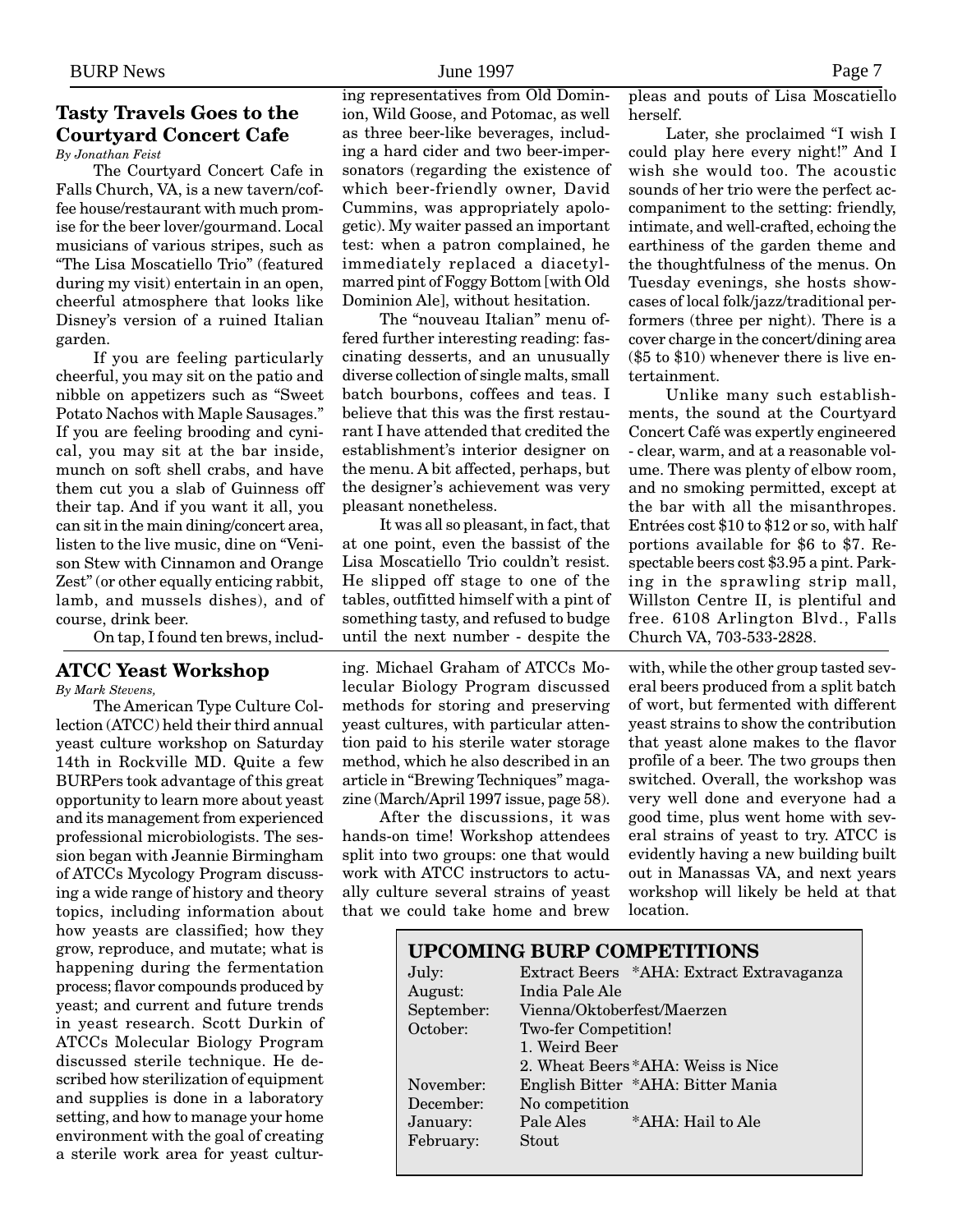## Tasty Travels Goes to the Courtyard Concert Cafe

*By Jonathan Feist*

The Courtyard Concert Cafe in Falls Church, VA, is a new tavern/coffee house/restaurant with much promise for the beer lover/gourmand. Local musicians of various stripes, such as "The Lisa Moscatiello Trio" (featured during my visit) entertain in an open, cheerful atmosphere that looks like Disney's version of a ruined Italian garden.

If you are feeling particularly cheerful, you may sit on the patio and nibble on appetizers such as "Sweet Potato Nachos with Maple Sausages." If you are feeling brooding and cynical, you may sit at the bar inside, munch on soft shell crabs, and have them cut you a slab of Guinness off their tap. And if you want it all, you can sit in the main dining/concert area, listen to the live music, dine on "Venison Stew with Cinnamon and Orange Zest" (or other equally enticing rabbit, lamb, and mussels dishes), and of course, drink beer.

On tap, I found ten brews, including representatives from Old Dominion, Wild Goose, and Potomac, as well as three beer-like beverages, including a hard cider and two beer-impersonators (regarding the existence of which beer-friendly owner, David Cummins, was appropriately apologetic). My waiter passed an important test: when a patron complained, he immediately replaced a diacetyl-marred pint of Foggy Bottom [with Old Dominion Ale], without hesitation.

The "nouveau Italian" menu offered further interesting reading: fascinating desserts, and an unusually diverse collection of single malts, small batch bourbons, coffees and teas. I believe that this was the first restaurant I have attended that credited the establishment's interior designer on the menu. A bit affected, perhaps, but the designer's achievement was very pleasant nonetheless.

It was all so pleasant, in fact, that at one point, even the bassist of the Lisa Moscatiello Trio couldn't resist. He slipped off stage to one of the tables, outfitted himself with a pint of something tasty, and refused to budge until the next number - despite the pleas and pouts of Lisa Moscatiello herself.

Later, she proclaimed "I wish I could play here every night!" And I wish she would too. The acoustic sounds of her trio were the perfect accompaniment to the setting: friendly, intimate, and well-crafted, echoing the earthiness of the garden theme and the thoughtfulness of the menus. On Tuesday evenings, she hosts showcases of local folk/jazz/traditional performers (three per night). There is a cover charge in the concert/dining area ($5 to $10) whenever there is live entertainment.

Unlike many such establishments, the sound at the Courtyard Concert Café was expertly engineered - clear, warm, and at a reasonable volume. There was plenty of elbow room, and no smoking permitted, except at the bar with all the misanthropes. Entrées cost $10 to $12 or so, with half portions available for $6 to $7. Respectable beers cost $3.95 a pint. Parking in the sprawling strip mall, Willston Centre II, is plentiful and free. 6108 Arlington Blvd., Falls Church VA, 703-533-2828.

## ATCC Yeast Workshop

*By Mark Stevens,*

The American Type Culture Collection (ATCC) held their third annual yeast culture workshop on Saturday 14th in Rockville MD. Quite a few BURPers took advantage of this great opportunity to learn more about yeast and its management from experienced professional microbiologists. The session began with Jeannie Birmingham of ATCCs Mycology Program discussing a wide range of history and theory topics, including information about how yeasts are classified; how they grow, reproduce, and mutate; what is happening during the fermentation process; flavor compounds produced by yeast; and current and future trends in yeast research. Scott Durkin of ATCCs Molecular Biology Program discussed sterile technique. He described how sterilization of equipment and supplies is done in a laboratory setting, and how to manage your home environment with the goal of creating a sterile work area for yeast culturing. Michael Graham of ATCCs Molecular Biology Program discussed methods for storing and preserving yeast cultures, with particular attention paid to his sterile water storage method, which he also described in an article in "Brewing Techniques" magazine (March/April 1997 issue, page 58).

After the discussions, it was hands-on time! Workshop attendees split into two groups: one that would work with ATCC instructors to actually culture several strains of yeast that we could take home and brew with, while the other group tasted several beers produced from a split batch of wort, but fermented with different yeast strains to show the contribution that yeast alone makes to the flavor profile of a beer. The two groups then switched. Overall, the workshop was very well done and everyone had a good time, plus went home with several strains of yeast to try. ATCC is evidently having a new building built out in Manassas VA, and next years workshop will likely be held at that location.

### UPCOMING BURP COMPETITIONS

| | | |
|---|---|---|
| July: | Extract Beers | *AHA: Extract Extravaganza |
| August: | India Pale Ale | |
| September: | Vienna/Oktoberfest/Maerzen | |
| October: | Two-fer Competition! | |
| | 1. Weird Beer | |
| | 2. Wheat Beers | *AHA: Weiss is Nice |
| November: | English Bitter | *AHA: Bitter Mania |
| December: | No competition | |
| January: | Pale Ales | *AHA: Hail to Ale |
| February: | Stout | |